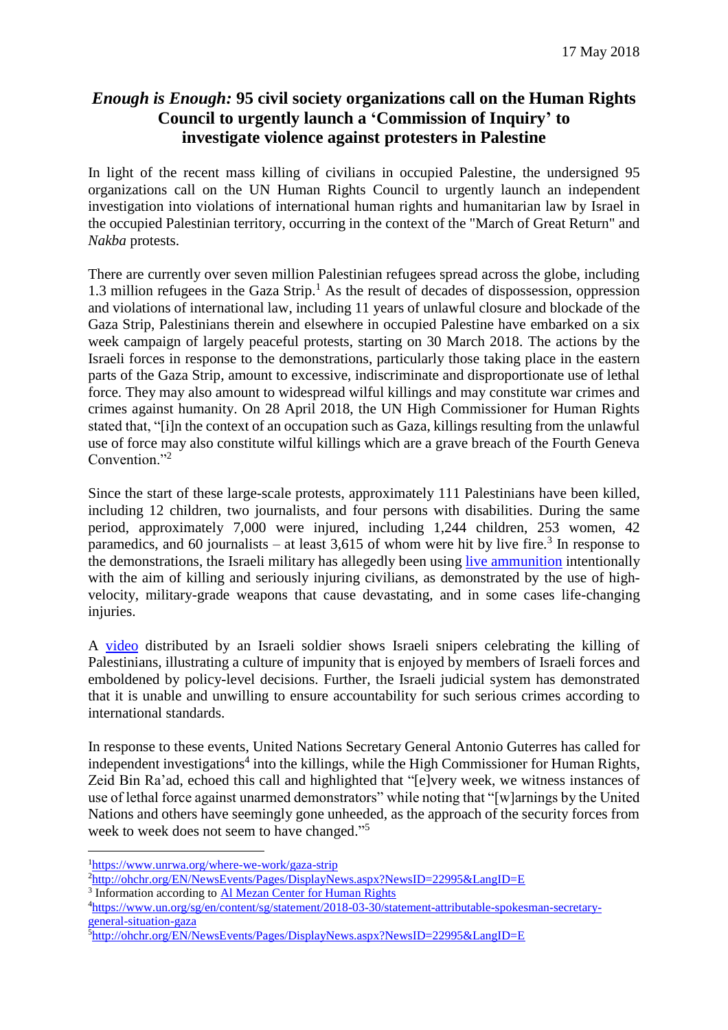17 May 2018

# *Enough is Enough:* 95 civil society organizations call on the Human Rights Council to urgently launch a 'Commission of Inquiry' to investigate violence against protesters in Palestine

In light of the recent mass killing of civilians in occupied Palestine, the undersigned 95 organizations call on the UN Human Rights Council to urgently launch an independent investigation into violations of international human rights and humanitarian law by Israel in the occupied Palestinian territory, occurring in the context of the "March of Great Return" and *Nakba* protests.

There are currently over seven million Palestinian refugees spread across the globe, including 1.3 million refugees in the Gaza Strip.[1] As the result of decades of dispossession, oppression and violations of international law, including 11 years of unlawful closure and blockade of the Gaza Strip, Palestinians therein and elsewhere in occupied Palestine have embarked on a six week campaign of largely peaceful protests, starting on 30 March 2018. The actions by the Israeli forces in response to the demonstrations, particularly those taking place in the eastern parts of the Gaza Strip, amount to excessive, indiscriminate and disproportionate use of lethal force. They may also amount to widespread wilful killings and may constitute war crimes and crimes against humanity. On 28 April 2018, the UN High Commissioner for Human Rights stated that, "[i]n the context of an occupation such as Gaza, killings resulting from the unlawful use of force may also constitute wilful killings which are a grave breach of the Fourth Geneva Convention."[2]

Since the start of these large-scale protests, approximately 111 Palestinians have been killed, including 12 children, two journalists, and four persons with disabilities. During the same period, approximately 7,000 were injured, including 1,244 children, 253 women, 42 paramedics, and 60 journalists – at least 3,615 of whom were hit by live fire.[3] In response to the demonstrations, the Israeli military has allegedly been using live ammunition intentionally with the aim of killing and seriously injuring civilians, as demonstrated by the use of high-velocity, military-grade weapons that cause devastating, and in some cases life-changing injuries.

A video distributed by an Israeli soldier shows Israeli snipers celebrating the killing of Palestinians, illustrating a culture of impunity that is enjoyed by members of Israeli forces and emboldened by policy-level decisions. Further, the Israeli judicial system has demonstrated that it is unable and unwilling to ensure accountability for such serious crimes according to international standards.

In response to these events, United Nations Secretary General Antonio Guterres has called for independent investigations[4] into the killings, while the High Commissioner for Human Rights, Zeid Bin Ra'ad, echoed this call and highlighted that "[e]very week, we witness instances of use of lethal force against unarmed demonstrators" while noting that "[w]arnings by the United Nations and others have seemingly gone unheeded, as the approach of the security forces from week to week does not seem to have changed."[5]

---

[1] https://www.unrwa.org/where-we-work/gaza-strip

[2] http://ohchr.org/EN/NewsEvents/Pages/DisplayNews.aspx?NewsID=22995&LangID=E

[3] Information according to Al Mezan Center for Human Rights

[4] https://www.un.org/sg/en/content/sg/statement/2018-03-30/statement-attributable-spokesman-secretary-general-situation-gaza

[5] http://ohchr.org/EN/NewsEvents/Pages/DisplayNews.aspx?NewsID=22995&LangID=E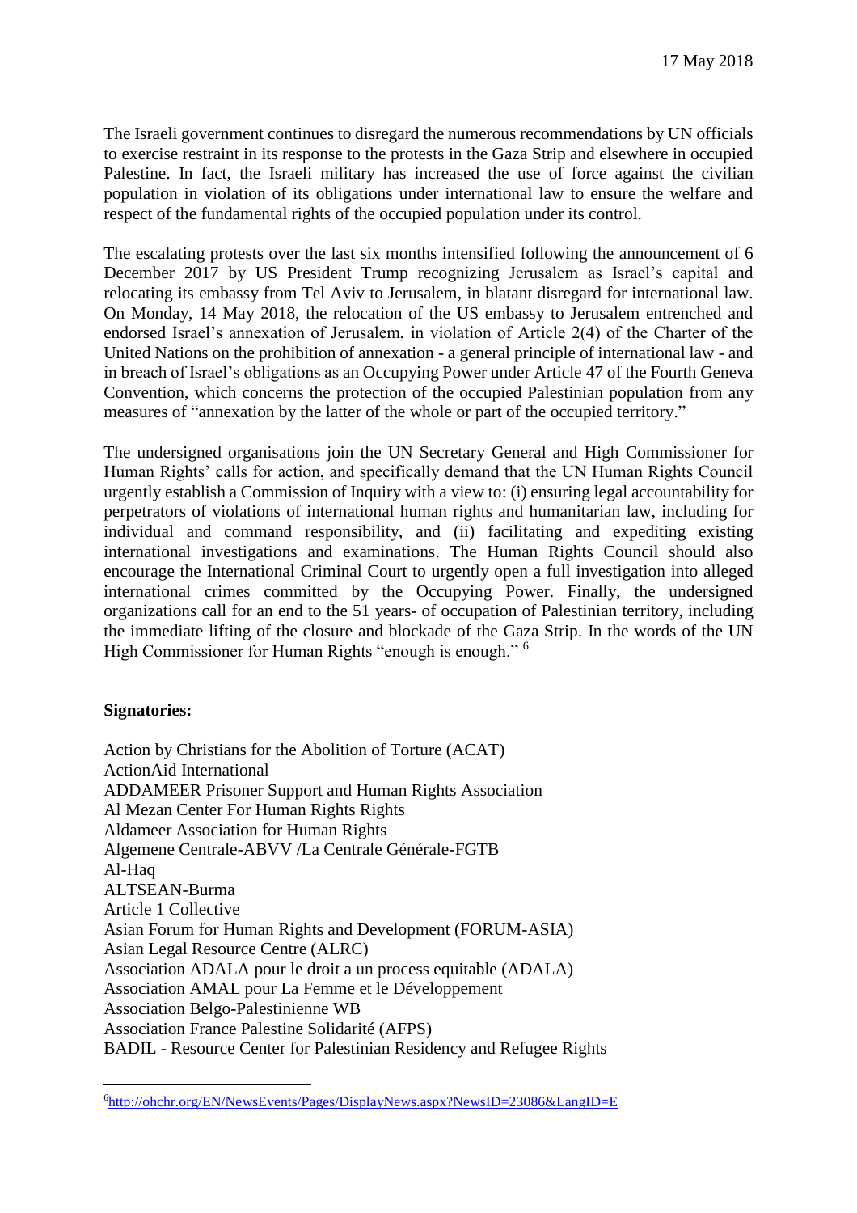17 May 2018

The Israeli government continues to disregard the numerous recommendations by UN officials to exercise restraint in its response to the protests in the Gaza Strip and elsewhere in occupied Palestine. In fact, the Israeli military has increased the use of force against the civilian population in violation of its obligations under international law to ensure the welfare and respect of the fundamental rights of the occupied population under its control.

The escalating protests over the last six months intensified following the announcement of 6 December 2017 by US President Trump recognizing Jerusalem as Israel's capital and relocating its embassy from Tel Aviv to Jerusalem, in blatant disregard for international law. On Monday, 14 May 2018, the relocation of the US embassy to Jerusalem entrenched and endorsed Israel's annexation of Jerusalem, in violation of Article 2(4) of the Charter of the United Nations on the prohibition of annexation - a general principle of international law - and in breach of Israel's obligations as an Occupying Power under Article 47 of the Fourth Geneva Convention, which concerns the protection of the occupied Palestinian population from any measures of "annexation by the latter of the whole or part of the occupied territory."

The undersigned organisations join the UN Secretary General and High Commissioner for Human Rights' calls for action, and specifically demand that the UN Human Rights Council urgently establish a Commission of Inquiry with a view to: (i) ensuring legal accountability for perpetrators of violations of international human rights and humanitarian law, including for individual and command responsibility, and (ii) facilitating and expediting existing international investigations and examinations. The Human Rights Council should also encourage the International Criminal Court to urgently open a full investigation into alleged international crimes committed by the Occupying Power. Finally, the undersigned organizations call for an end to the 51 years- of occupation of Palestinian territory, including the immediate lifting of the closure and blockade of the Gaza Strip. In the words of the UN High Commissioner for Human Rights "enough is enough." [6]

**Signatories:**

Action by Christians for the Abolition of Torture (ACAT)  
ActionAid International  
ADDAMEER Prisoner Support and Human Rights Association  
Al Mezan Center For Human Rights Rights  
Aldameer Association for Human Rights  
Algemene Centrale-ABVV /La Centrale Générale-FGTB  
Al-Haq  
ALTSEAN-Burma  
Article 1 Collective  
Asian Forum for Human Rights and Development (FORUM-ASIA)  
Asian Legal Resource Centre (ALRC)  
Association ADALA pour le droit a un process equitable (ADALA)  
Association AMAL pour La Femme et le Développement  
Association Belgo-Palestinienne WB  
Association France Palestine Solidarité (AFPS)  
BADIL - Resource Center for Palestinian Residency and Refugee Rights

---

[6] http://ohchr.org/EN/NewsEvents/Pages/DisplayNews.aspx?NewsID=23086&LangID=E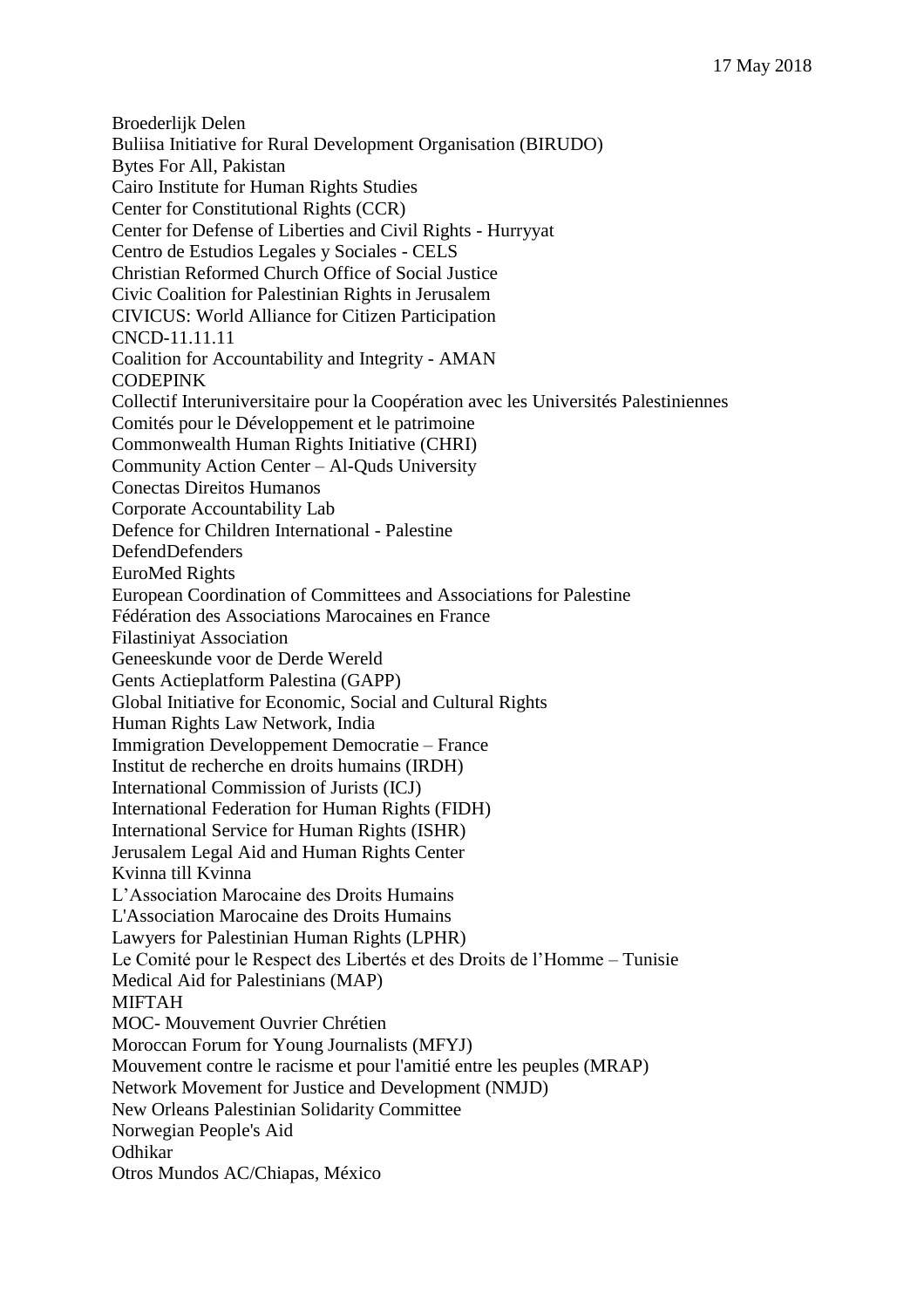17 May 2018

Broederlijk Delen
Buliisa Initiative for Rural Development Organisation (BIRUDO)
Bytes For All, Pakistan
Cairo Institute for Human Rights Studies
Center for Constitutional Rights (CCR)
Center for Defense of Liberties and Civil Rights - Hurryyat
Centro de Estudios Legales y Sociales - CELS
Christian Reformed Church Office of Social Justice
Civic Coalition for Palestinian Rights in Jerusalem
CIVICUS: World Alliance for Citizen Participation
CNCD-11.11.11
Coalition for Accountability and Integrity - AMAN
CODEPINK
Collectif Interuniversitaire pour la Coopération avec les Universités Palestiniennes
Comités pour le Développement et le patrimoine
Commonwealth Human Rights Initiative (CHRI)
Community Action Center – Al-Quds University
Conectas Direitos Humanos
Corporate Accountability Lab
Defence for Children International - Palestine
DefendDefenders
EuroMed Rights
European Coordination of Committees and Associations for Palestine
Fédération des Associations Marocaines en France
Filastiniyat Association
Geneeskunde voor de Derde Wereld
Gents Actieplatform Palestina (GAPP)
Global Initiative for Economic, Social and Cultural Rights
Human Rights Law Network, India
Immigration Developpement Democratie – France
Institut de recherche en droits humains (IRDH)
International Commission of Jurists (ICJ)
International Federation for Human Rights (FIDH)
International Service for Human Rights (ISHR)
Jerusalem Legal Aid and Human Rights Center
Kvinna till Kvinna
L'Association Marocaine des Droits Humains
L'Association Marocaine des Droits Humains
Lawyers for Palestinian Human Rights (LPHR)
Le Comité pour le Respect des Libertés et des Droits de l'Homme – Tunisie
Medical Aid for Palestinians (MAP)
MIFTAH
MOC- Mouvement Ouvrier Chrétien
Moroccan Forum for Young Journalists (MFYJ)
Mouvement contre le racisme et pour l'amitié entre les peuples (MRAP)
Network Movement for Justice and Development (NMJD)
New Orleans Palestinian Solidarity Committee
Norwegian People's Aid
Odhikar
Otros Mundos AC/Chiapas, México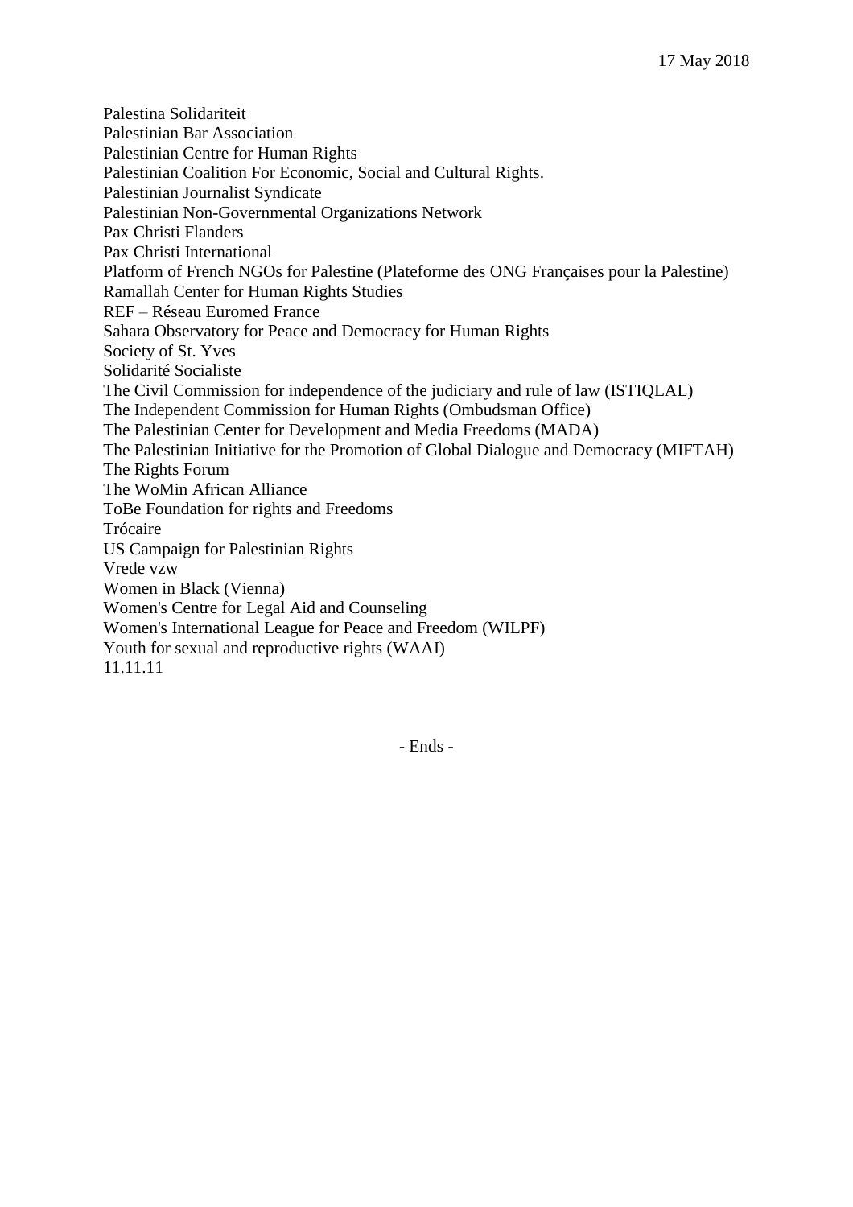17 May 2018

Palestina Solidariteit
Palestinian Bar Association
Palestinian Centre for Human Rights
Palestinian Coalition For Economic, Social and Cultural Rights.
Palestinian Journalist Syndicate
Palestinian Non-Governmental Organizations Network
Pax Christi Flanders
Pax Christi International
Platform of French NGOs for Palestine (Plateforme des ONG Françaises pour la Palestine)
Ramallah Center for Human Rights Studies
REF – Réseau Euromed France
Sahara Observatory for Peace and Democracy for Human Rights
Society of St. Yves
Solidarité Socialiste
The Civil Commission for independence of the judiciary and rule of law (ISTIQLAL)
The Independent Commission for Human Rights (Ombudsman Office)
The Palestinian Center for Development and Media Freedoms (MADA)
The Palestinian Initiative for the Promotion of Global Dialogue and Democracy (MIFTAH)
The Rights Forum
The WoMin African Alliance
ToBe Foundation for rights and Freedoms
Trócaire
US Campaign for Palestinian Rights
Vrede vzw
Women in Black (Vienna)
Women's Centre for Legal Aid and Counseling
Women's International League for Peace and Freedom (WILPF)
Youth for sexual and reproductive rights (WAAI)
11.11.11

- Ends -